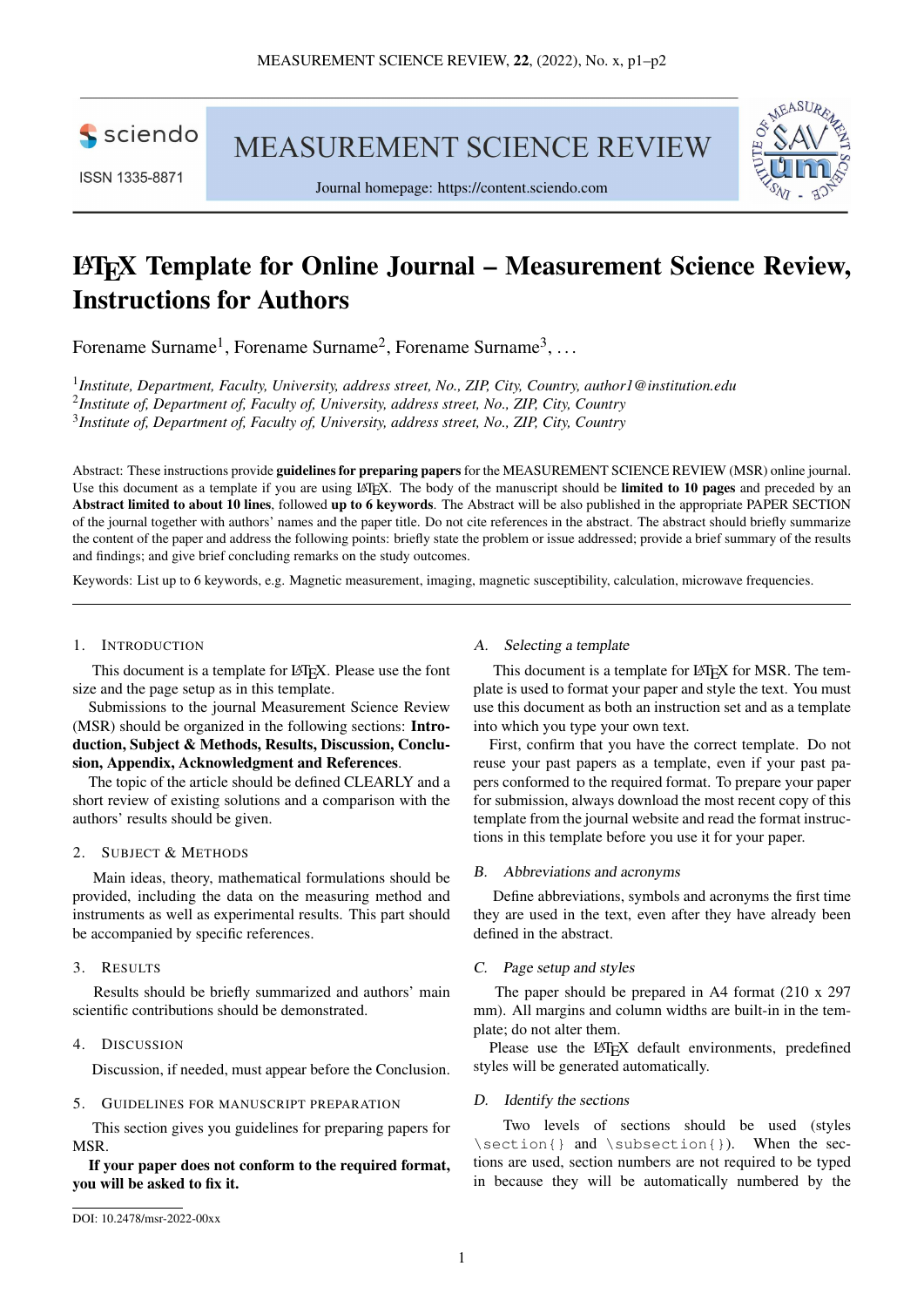# LaTeX Template for Online Journal – Measurement Science Review, Instructions for Authors

Forename Surname[1], Forename Surname[2], Forename Surname[3], ...

[1]*Institute, Department, Faculty, University, address street, No., ZIP, City, Country, author1@institution.edu*
[2]*Institute of, Department of, Faculty of, University, address street, No., ZIP, City, Country*
[3]*Institute of, Department of, Faculty of, University, address street, No., ZIP, City, Country*

Abstract: These instructions provide **guidelines for preparing papers** for the MEASUREMENT SCIENCE REVIEW (MSR) online journal. Use this document as a template if you are using LaTeX. The body of the manuscript should be **limited to 10 pages** and preceded by an **Abstract limited to about 10 lines**, followed **up to 6 keywords**. The Abstract will be also published in the appropriate PAPER SECTION of the journal together with authors' names and the paper title. Do not cite references in the abstract. The abstract should briefly summarize the content of the paper and address the following points: briefly state the problem or issue addressed; provide a brief summary of the results and findings; and give brief concluding remarks on the study outcomes.

Keywords: List up to 6 keywords, e.g. Magnetic measurement, imaging, magnetic susceptibility, calculation, microwave frequencies.

## 1. Introduction

This document is a template for LaTeX. Please use the font size and the page setup as in this template.

Submissions to the journal Measurement Science Review (MSR) should be organized in the following sections: **Introduction, Subject & Methods, Results, Discussion, Conclusion, Appendix, Acknowledgment and References**.

The topic of the article should be defined CLEARLY and a short review of existing solutions and a comparison with the authors' results should be given.

## 2. Subject & Methods

Main ideas, theory, mathematical formulations should be provided, including the data on the measuring method and instruments as well as experimental results. This part should be accompanied by specific references.

## 3. Results

Results should be briefly summarized and authors' main scientific contributions should be demonstrated.

## 4. Discussion

Discussion, if needed, must appear before the Conclusion.

## 5. Guidelines for manuscript preparation

This section gives you guidelines for preparing papers for MSR.

**If your paper does not conform to the required format, you will be asked to fix it.**

### A. Selecting a template

This document is a template for LaTeX for MSR. The template is used to format your paper and style the text. You must use this document as both an instruction set and as a template into which you type your own text.

First, confirm that you have the correct template. Do not reuse your past papers as a template, even if your past papers conformed to the required format. To prepare your paper for submission, always download the most recent copy of this template from the journal website and read the format instructions in this template before you use it for your paper.

### B. Abbreviations and acronyms

Define abbreviations, symbols and acronyms the first time they are used in the text, even after they have already been defined in the abstract.

### C. Page setup and styles

The paper should be prepared in A4 format (210 x 297 mm). All margins and column widths are built-in in the template; do not alter them.

Please use the LaTeX default environments, predefined styles will be generated automatically.

### D. Identify the sections

Two levels of sections should be used (styles `\section{}` and `\subsection{}`). When the sections are used, section numbers are not required to be typed in because they will be automatically numbered by the

DOI: 10.2478/msr-2022-00xx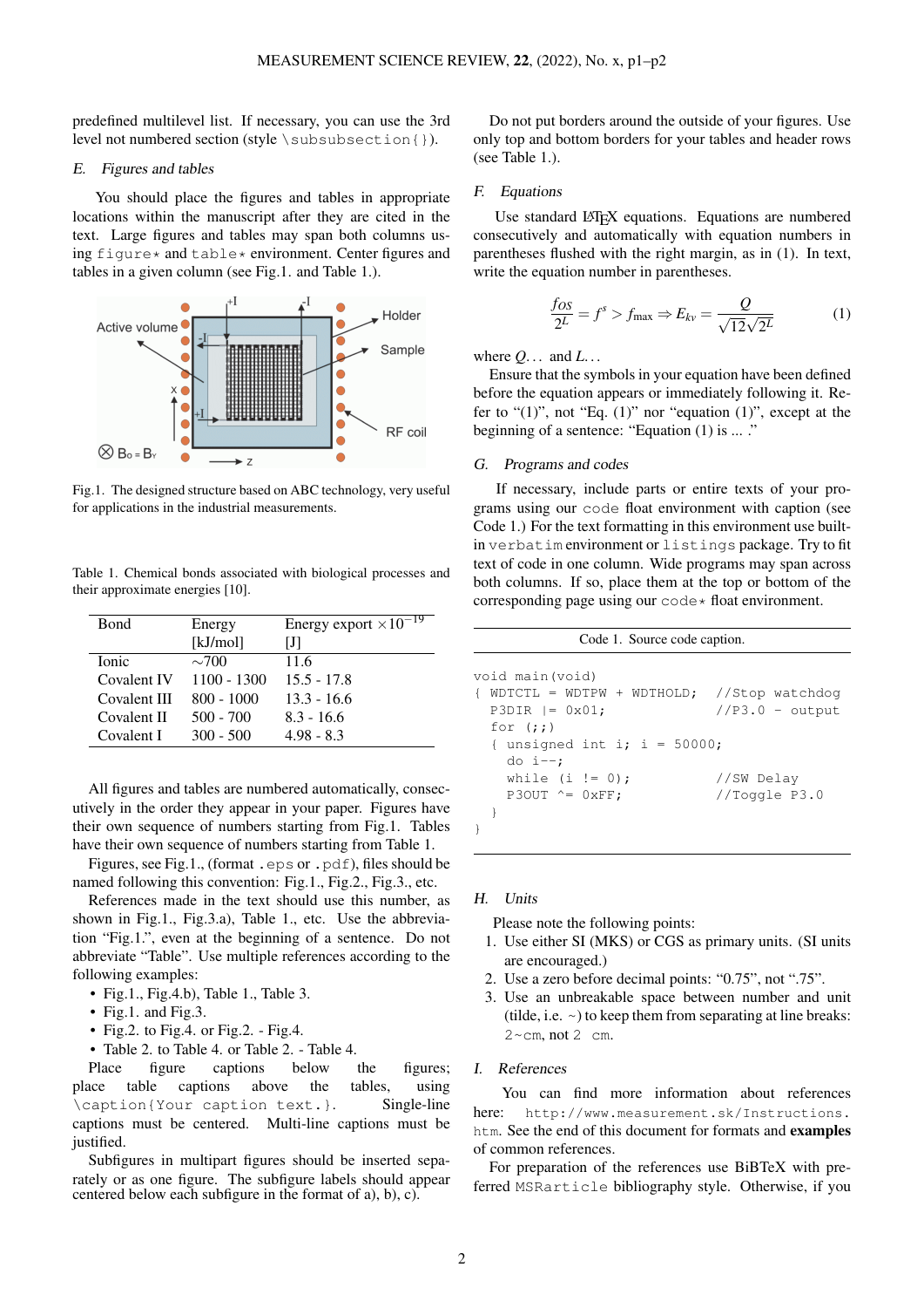predefined multilevel list. If necessary, you can use the 3rd level not numbered section (style `\subsubsection{}`).

### E. Figures and tables

You should place the figures and tables in appropriate locations within the manuscript after they are cited in the text. Large figures and tables may span both columns using `figure*` and `table*` environment. Center figures and tables in a given column (see Fig.1. and Table 1.).

Fig.1. The designed structure based on ABC technology, very useful for applications in the industrial measurements.

Table 1. Chemical bonds associated with biological processes and their approximate energies [10].

| Bond | Energy [kJ/mol] | Energy export $\times 10^{-19}$ [J] |
|---|---|---|
| Ionic | ~700 | 11.6 |
| Covalent IV | 1100 - 1300 | 15.5 - 17.8 |
| Covalent III | 800 - 1000 | 13.3 - 16.6 |
| Covalent II | 500 - 700 | 8.3 - 16.6 |
| Covalent I | 300 - 500 | 4.98 - 8.3 |

All figures and tables are numbered automatically, consecutively in the order they appear in your paper. Figures have their own sequence of numbers starting from Fig.1. Tables have their own sequence of numbers starting from Table 1.

Figures, see Fig.1., (format `.eps` or `.pdf`), files should be named following this convention: Fig.1., Fig.2., Fig.3., etc.

References made in the text should use this number, as shown in Fig.1., Fig.3.a), Table 1., etc. Use the abbreviation "Fig.1.", even at the beginning of a sentence. Do not abbreviate "Table". Use multiple references according to the following examples:

- Fig.1., Fig.4.b), Table 1., Table 3.
- Fig.1. and Fig.3.
- Fig.2. to Fig.4. or Fig.2. - Fig.4.
- Table 2. to Table 4. or Table 2. - Table 4.

Place figure captions below the figures; place table captions above the tables, using `\caption{Your caption text.}`. Single-line captions must be centered. Multi-line captions must be justified.

Subfigures in multipart figures should be inserted separately or as one figure. The subfigure labels should appear centered below each subfigure in the format of a), b), c).

Do not put borders around the outside of your figures. Use only top and bottom borders for your tables and header rows (see Table 1.).

### F. Equations

Use standard LaTeX equations. Equations are numbered consecutively and automatically with equation numbers in parentheses flushed with the right margin, as in (1). In text, write the equation number in parentheses.

$$\frac{fos}{2^L} = f^s > f_{\max} \Rightarrow E_{kv} = \frac{Q}{\sqrt{12\sqrt{2^L}}} \tag{1}$$

where $Q$... and $L$...

Ensure that the symbols in your equation have been defined before the equation appears or immediately following it. Refer to "(1)", not "Eq. (1)" nor "equation (1)", except at the beginning of a sentence: "Equation (1) is ... ."

### G. Programs and codes

If necessary, include parts or entire texts of your programs using our `code` float environment with caption (see Code 1.) For the text formatting in this environment use built-in `verbatim` environment or `listings` package. Try to fit text of code in one column. Wide programs may span across both columns. If so, place them at the top or bottom of the corresponding page using our `code*` float environment.

Code 1. Source code caption.

```
void main(void)
{ WDTCTL = WDTPW + WDTHOLD;   //Stop watchdog
  P3DIR |= 0x01;              //P3.0 - output
  for (;;)
  { unsigned int i; i = 50000;
    do i--;
    while (i != 0);           //SW Delay
    P3OUT ^= 0xFF;            //Toggle P3.0
  }
}
```

### H. Units

Please note the following points:

1. Use either SI (MKS) or CGS as primary units. (SI units are encouraged.)
2. Use a zero before decimal points: "0.75", not ".75".
3. Use an unbreakable space between number and unit (tilde, i.e. ~) to keep them from separating at line breaks: `2~cm`, not `2 cm`.

### I. References

You can find more information about references here: `http://www.measurement.sk/Instructions.htm`. See the end of this document for formats and **examples** of common references.

For preparation of the references use BiBTeX with preferred `MSRarticle` bibliography style. Otherwise, if you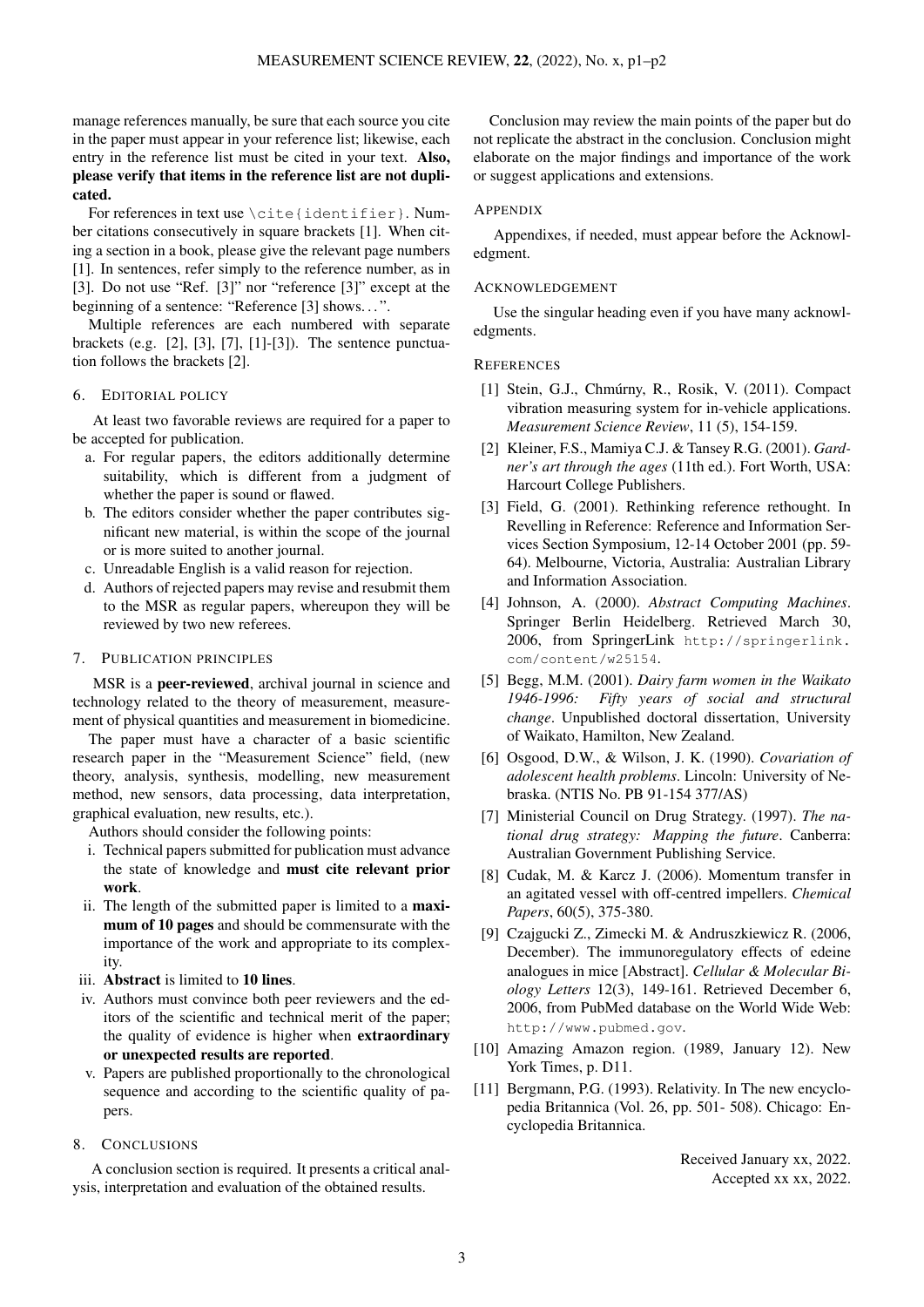manage references manually, be sure that each source you cite in the paper must appear in your reference list; likewise, each entry in the reference list must be cited in your text. **Also, please verify that items in the reference list are not duplicated.**

For references in text use `\cite{identifier}`. Number citations consecutively in square brackets [1]. When citing a section in a book, please give the relevant page numbers [1]. In sentences, refer simply to the reference number, as in [3]. Do not use "Ref. [3]" nor "reference [3]" except at the beginning of a sentence: "Reference [3] shows…".

Multiple references are each numbered with separate brackets (e.g. [2], [3], [7], [1]-[3]). The sentence punctuation follows the brackets [2].

## 6. Editorial policy

At least two favorable reviews are required for a paper to be accepted for publication.

a. For regular papers, the editors additionally determine suitability, which is different from a judgment of whether the paper is sound or flawed.
b. The editors consider whether the paper contributes significant new material, is within the scope of the journal or is more suited to another journal.
c. Unreadable English is a valid reason for rejection.
d. Authors of rejected papers may revise and resubmit them to the MSR as regular papers, whereupon they will be reviewed by two new referees.

## 7. Publication principles

MSR is a **peer-reviewed**, archival journal in science and technology related to the theory of measurement, measurement of physical quantities and measurement in biomedicine.

The paper must have a character of a basic scientific research paper in the "Measurement Science" field, (new theory, analysis, synthesis, modelling, new measurement method, new sensors, data processing, data interpretation, graphical evaluation, new results, etc.).

Authors should consider the following points:

i. Technical papers submitted for publication must advance the state of knowledge and **must cite relevant prior work**.
ii. The length of the submitted paper is limited to a **maximum of 10 pages** and should be commensurate with the importance of the work and appropriate to its complexity.
iii. **Abstract** is limited to **10 lines**.
iv. Authors must convince both peer reviewers and the editors of the scientific and technical merit of the paper; the quality of evidence is higher when **extraordinary or unexpected results are reported**.
v. Papers are published proportionally to the chronological sequence and according to the scientific quality of papers.

## 8. Conclusions

A conclusion section is required. It presents a critical analysis, interpretation and evaluation of the obtained results.

Conclusion may review the main points of the paper but do not replicate the abstract in the conclusion. Conclusion might elaborate on the major findings and importance of the work or suggest applications and extensions.

## Appendix

Appendixes, if needed, must appear before the Acknowledgment.

## Acknowledgement

Use the singular heading even if you have many acknowledgments.

## References

[1] Stein, G.J., Chmúrny, R., Rosik, V. (2011). Compact vibration measuring system for in-vehicle applications. *Measurement Science Review*, 11 (5), 154-159.

[2] Kleiner, F.S., Mamiya C.J. & Tansey R.G. (2001). *Gardner's art through the ages* (11th ed.). Fort Worth, USA: Harcourt College Publishers.

[3] Field, G. (2001). Rethinking reference rethought. In Revelling in Reference: Reference and Information Services Section Symposium, 12-14 October 2001 (pp. 59-64). Melbourne, Victoria, Australia: Australian Library and Information Association.

[4] Johnson, A. (2000). *Abstract Computing Machines*. Springer Berlin Heidelberg. Retrieved March 30, 2006, from SpringerLink `http://springerlink.com/content/w25154`.

[5] Begg, M.M. (2001). *Dairy farm women in the Waikato 1946-1996: Fifty years of social and structural change*. Unpublished doctoral dissertation, University of Waikato, Hamilton, New Zealand.

[6] Osgood, D.W., & Wilson, J. K. (1990). *Covariation of adolescent health problems*. Lincoln: University of Nebraska. (NTIS No. PB 91-154 377/AS)

[7] Ministerial Council on Drug Strategy. (1997). *The national drug strategy: Mapping the future*. Canberra: Australian Government Publishing Service.

[8] Cudak, M. & Karcz J. (2006). Momentum transfer in an agitated vessel with off-centred impellers. *Chemical Papers*, 60(5), 375-380.

[9] Czajgucki Z., Zimecki M. & Andruszkiewicz R. (2006, December). The immunoregulatory effects of edeine analogues in mice [Abstract]. *Cellular & Molecular Biology Letters* 12(3), 149-161. Retrieved December 6, 2006, from PubMed database on the World Wide Web: `http://www.pubmed.gov`.

[10] Amazing Amazon region. (1989, January 12). New York Times, p. D11.

[11] Bergmann, P.G. (1993). Relativity. In The new encyclopedia Britannica (Vol. 26, pp. 501- 508). Chicago: Encyclopedia Britannica.

Received January xx, 2022.
Accepted xx xx, 2022.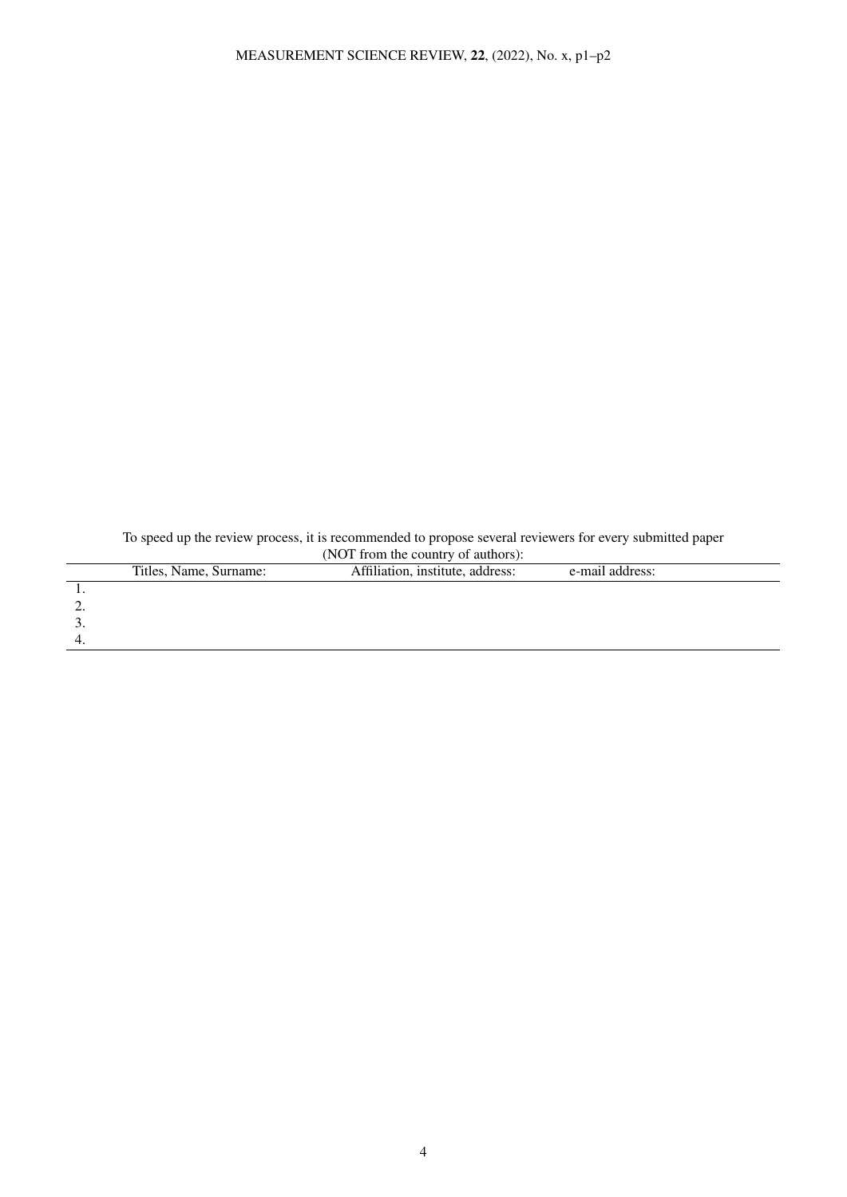To speed up the review process, it is recommended to propose several reviewers for every submitted paper (NOT from the country of authors):

| | Titles, Name, Surname: | Affiliation, institute, address: | e-mail address: |
|---|---|---|---|
| 1. | | | |
| 2. | | | |
| 3. | | | |
| 4. | | | |